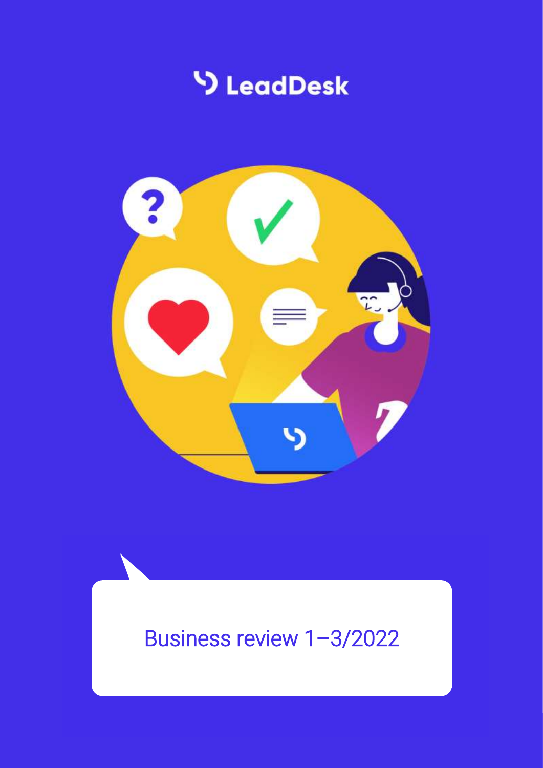LeadDesk

# Business review 1–3/2022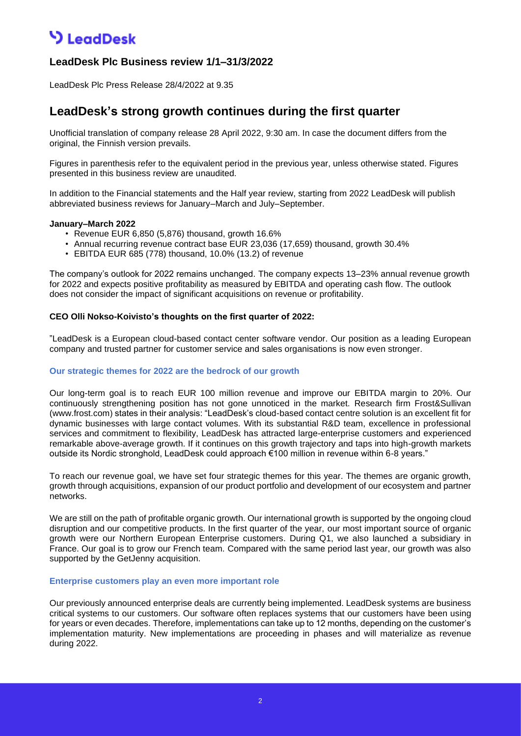# LeadDesk

## LeadDesk Plc Business review 1/1–31/3/2022

LeadDesk Plc Press Release 28/4/2022 at 9.35

# LeadDesk's strong growth continues during the first quarter

Unofficial translation of company release 28 April 2022, 9:30 am. In case the document differs from the original, the Finnish version prevails.

Figures in parenthesis refer to the equivalent period in the previous year, unless otherwise stated. Figures presented in this business review are unaudited.

In addition to the Financial statements and the Half year review, starting from 2022 LeadDesk will publish abbreviated business reviews for January–March and July–September.

**January–March 2022**

- Revenue EUR 6,850 (5,876) thousand, growth 16.6%
- Annual recurring revenue contract base EUR 23,036 (17,659) thousand, growth 30.4%
- EBITDA EUR 685 (778) thousand, 10.0% (13.2) of revenue

The company's outlook for 2022 remains unchanged. The company expects 13–23% annual revenue growth for 2022 and expects positive profitability as measured by EBITDA and operating cash flow. The outlook does not consider the impact of significant acquisitions on revenue or profitability.

**CEO Olli Nokso-Koivisto's thoughts on the first quarter of 2022:**

"LeadDesk is a European cloud-based contact center software vendor. Our position as a leading European company and trusted partner for customer service and sales organisations is now even stronger.

**Our strategic themes for 2022 are the bedrock of our growth**

Our long-term goal is to reach EUR 100 million revenue and improve our EBITDA margin to 20%. Our continuously strengthening position has not gone unnoticed in the market. Research firm Frost&Sullivan (www.frost.com) states in their analysis: "LeadDesk's cloud-based contact centre solution is an excellent fit for dynamic businesses with large contact volumes. With its substantial R&D team, excellence in professional services and commitment to flexibility, LeadDesk has attracted large-enterprise customers and experienced remarkable above-average growth. If it continues on this growth trajectory and taps into high-growth markets outside its Nordic stronghold, LeadDesk could approach €100 million in revenue within 6-8 years."

To reach our revenue goal, we have set four strategic themes for this year. The themes are organic growth, growth through acquisitions, expansion of our product portfolio and development of our ecosystem and partner networks.

We are still on the path of profitable organic growth. Our international growth is supported by the ongoing cloud disruption and our competitive products. In the first quarter of the year, our most important source of organic growth were our Northern European Enterprise customers. During Q1, we also launched a subsidiary in France. Our goal is to grow our French team. Compared with the same period last year, our growth was also supported by the GetJenny acquisition.

**Enterprise customers play an even more important role**

Our previously announced enterprise deals are currently being implemented. LeadDesk systems are business critical systems to our customers. Our software often replaces systems that our customers have been using for years or even decades. Therefore, implementations can take up to 12 months, depending on the customer's implementation maturity. New implementations are proceeding in phases and will materialize as revenue during 2022.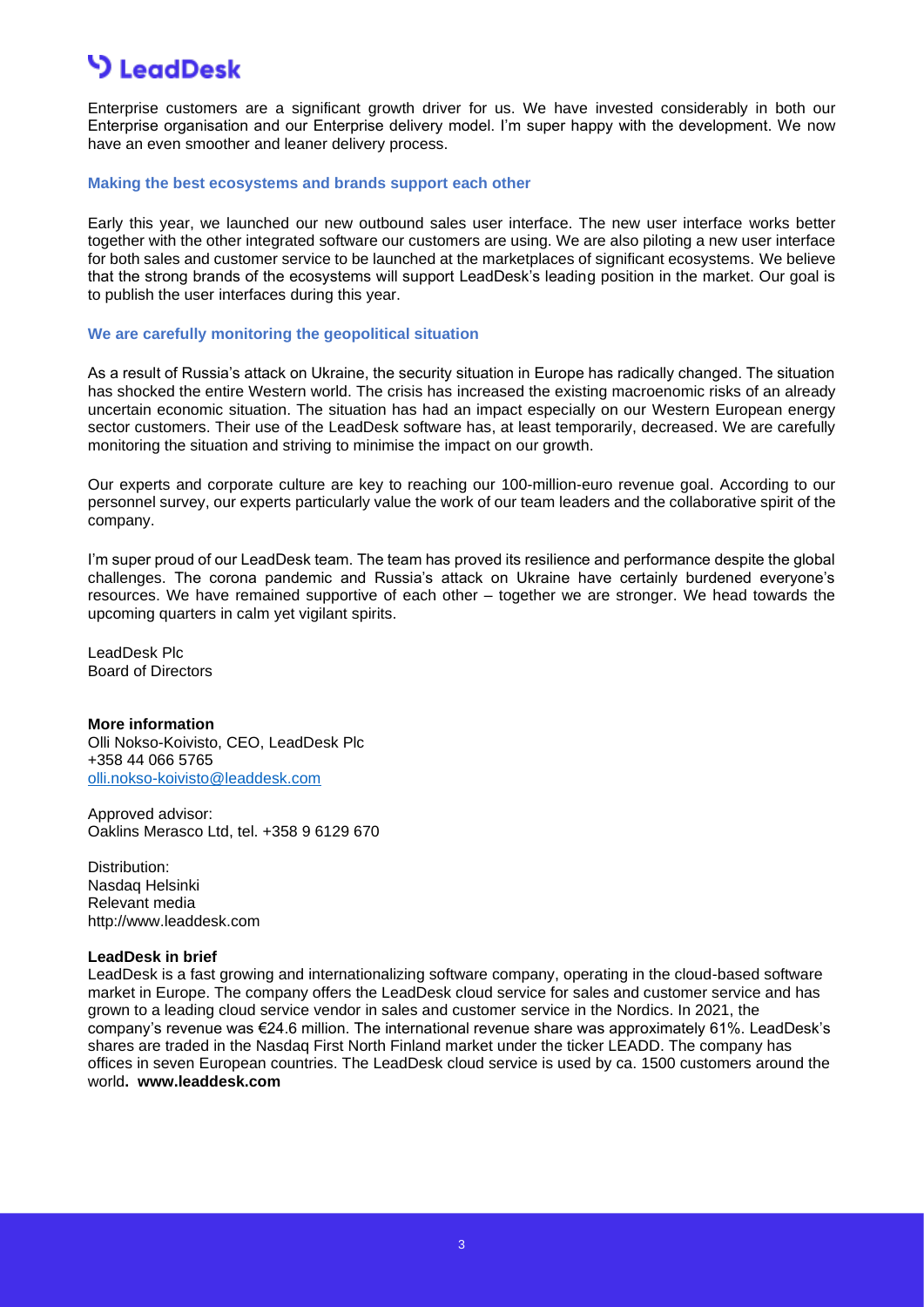Enterprise customers are a significant growth driver for us. We have invested considerably in both our Enterprise organisation and our Enterprise delivery model. I'm super happy with the development. We now have an even smoother and leaner delivery process.

### Making the best ecosystems and brands support each other

Early this year, we launched our new outbound sales user interface. The new user interface works better together with the other integrated software our customers are using. We are also piloting a new user interface for both sales and customer service to be launched at the marketplaces of significant ecosystems. We believe that the strong brands of the ecosystems will support LeadDesk's leading position in the market. Our goal is to publish the user interfaces during this year.

### We are carefully monitoring the geopolitical situation

As a result of Russia's attack on Ukraine, the security situation in Europe has radically changed. The situation has shocked the entire Western world. The crisis has increased the existing macroenomic risks of an already uncertain economic situation. The situation has had an impact especially on our Western European energy sector customers. Their use of the LeadDesk software has, at least temporarily, decreased. We are carefully monitoring the situation and striving to minimise the impact on our growth.

Our experts and corporate culture are key to reaching our 100-million-euro revenue goal. According to our personnel survey, our experts particularly value the work of our team leaders and the collaborative spirit of the company.

I'm super proud of our LeadDesk team. The team has proved its resilience and performance despite the global challenges. The corona pandemic and Russia's attack on Ukraine have certainly burdened everyone's resources. We have remained supportive of each other – together we are stronger. We head towards the upcoming quarters in calm yet vigilant spirits.

LeadDesk Plc
Board of Directors

**More information**
Olli Nokso-Koivisto, CEO, LeadDesk Plc
+358 44 066 5765
olli.nokso-koivisto@leaddesk.com

Approved advisor:
Oaklins Merasco Ltd, tel. +358 9 6129 670

Distribution:
Nasdaq Helsinki
Relevant media
http://www.leaddesk.com

**LeadDesk in brief**
LeadDesk is a fast growing and internationalizing software company, operating in the cloud-based software market in Europe. The company offers the LeadDesk cloud service for sales and customer service and has grown to a leading cloud service vendor in sales and customer service in the Nordics. In 2021, the company's revenue was €24.6 million. The international revenue share was approximately 61%. LeadDesk's shares are traded in the Nasdaq First North Finland market under the ticker LEADD. The company has offices in seven European countries. The LeadDesk cloud service is used by ca. 1500 customers around the world**. www.leaddesk.com**